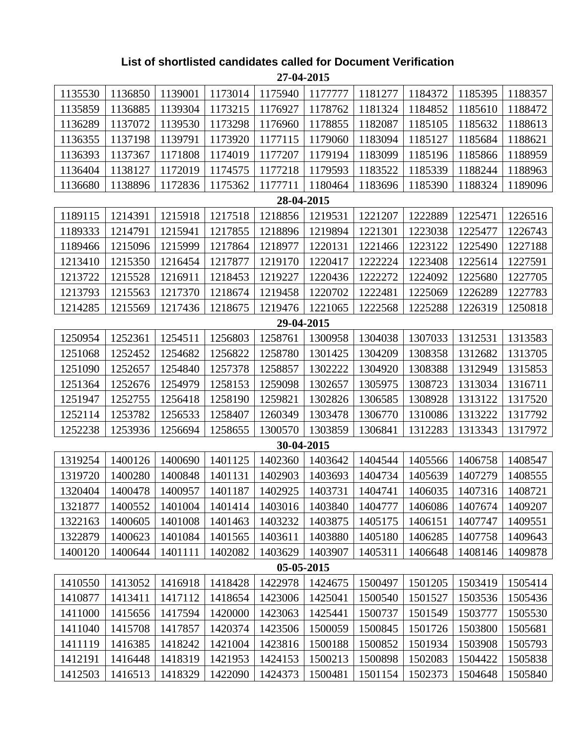## List of shortlisted candidates called for Document Verification

**27-04-2015**

| | | | | | | | | | |
|---|---|---|---|---|---|---|---|---|---|
| 1135530 | 1136850 | 1139001 | 1173014 | 1175940 | 1177777 | 1181277 | 1184372 | 1185395 | 1188357 |
| 1135859 | 1136885 | 1139304 | 1173215 | 1176927 | 1178762 | 1181324 | 1184852 | 1185610 | 1188472 |
| 1136289 | 1137072 | 1139530 | 1173298 | 1176960 | 1178855 | 1182087 | 1185105 | 1185632 | 1188613 |
| 1136355 | 1137198 | 1139791 | 1173920 | 1177115 | 1179060 | 1183094 | 1185127 | 1185684 | 1188621 |
| 1136393 | 1137367 | 1171808 | 1174019 | 1177207 | 1179194 | 1183099 | 1185196 | 1185866 | 1188959 |
| 1136404 | 1138127 | 1172019 | 1174575 | 1177218 | 1179593 | 1183522 | 1185339 | 1188244 | 1188963 |
| 1136680 | 1138896 | 1172836 | 1175362 | 1177711 | 1180464 | 1183696 | 1185390 | 1188324 | 1189096 |

**28-04-2015**

| | | | | | | | | | |
|---|---|---|---|---|---|---|---|---|---|
| 1189115 | 1214391 | 1215918 | 1217518 | 1218856 | 1219531 | 1221207 | 1222889 | 1225471 | 1226516 |
| 1189333 | 1214791 | 1215941 | 1217855 | 1218896 | 1219894 | 1221301 | 1223038 | 1225477 | 1226743 |
| 1189466 | 1215096 | 1215999 | 1217864 | 1218977 | 1220131 | 1221466 | 1223122 | 1225490 | 1227188 |
| 1213410 | 1215350 | 1216454 | 1217877 | 1219170 | 1220417 | 1222224 | 1223408 | 1225614 | 1227591 |
| 1213722 | 1215528 | 1216911 | 1218453 | 1219227 | 1220436 | 1222272 | 1224092 | 1225680 | 1227705 |
| 1213793 | 1215563 | 1217370 | 1218674 | 1219458 | 1220702 | 1222481 | 1225069 | 1226289 | 1227783 |
| 1214285 | 1215569 | 1217436 | 1218675 | 1219476 | 1221065 | 1222568 | 1225288 | 1226319 | 1250818 |

**29-04-2015**

| | | | | | | | | | |
|---|---|---|---|---|---|---|---|---|---|
| 1250954 | 1252361 | 1254511 | 1256803 | 1258761 | 1300958 | 1304038 | 1307033 | 1312531 | 1313583 |
| 1251068 | 1252452 | 1254682 | 1256822 | 1258780 | 1301425 | 1304209 | 1308358 | 1312682 | 1313705 |
| 1251090 | 1252657 | 1254840 | 1257378 | 1258857 | 1302222 | 1304920 | 1308388 | 1312949 | 1315853 |
| 1251364 | 1252676 | 1254979 | 1258153 | 1259098 | 1302657 | 1305975 | 1308723 | 1313034 | 1316711 |
| 1251947 | 1252755 | 1256418 | 1258190 | 1259821 | 1302826 | 1306585 | 1308928 | 1313122 | 1317520 |
| 1252114 | 1253782 | 1256533 | 1258407 | 1260349 | 1303478 | 1306770 | 1310086 | 1313222 | 1317792 |
| 1252238 | 1253936 | 1256694 | 1258655 | 1300570 | 1303859 | 1306841 | 1312283 | 1313343 | 1317972 |

**30-04-2015**

| | | | | | | | | | |
|---|---|---|---|---|---|---|---|---|---|
| 1319254 | 1400126 | 1400690 | 1401125 | 1402360 | 1403642 | 1404544 | 1405566 | 1406758 | 1408547 |
| 1319720 | 1400280 | 1400848 | 1401131 | 1402903 | 1403693 | 1404734 | 1405639 | 1407279 | 1408555 |
| 1320404 | 1400478 | 1400957 | 1401187 | 1402925 | 1403731 | 1404741 | 1406035 | 1407316 | 1408721 |
| 1321877 | 1400552 | 1401004 | 1401414 | 1403016 | 1403840 | 1404777 | 1406086 | 1407674 | 1409207 |
| 1322163 | 1400605 | 1401008 | 1401463 | 1403232 | 1403875 | 1405175 | 1406151 | 1407747 | 1409551 |
| 1322879 | 1400623 | 1401084 | 1401565 | 1403611 | 1403880 | 1405180 | 1406285 | 1407758 | 1409643 |
| 1400120 | 1400644 | 1401111 | 1402082 | 1403629 | 1403907 | 1405311 | 1406648 | 1408146 | 1409878 |

**05-05-2015**

| | | | | | | | | | |
|---|---|---|---|---|---|---|---|---|---|
| 1410550 | 1413052 | 1416918 | 1418428 | 1422978 | 1424675 | 1500497 | 1501205 | 1503419 | 1505414 |
| 1410877 | 1413411 | 1417112 | 1418654 | 1423006 | 1425041 | 1500540 | 1501527 | 1503536 | 1505436 |
| 1411000 | 1415656 | 1417594 | 1420000 | 1423063 | 1425441 | 1500737 | 1501549 | 1503777 | 1505530 |
| 1411040 | 1415708 | 1417857 | 1420374 | 1423506 | 1500059 | 1500845 | 1501726 | 1503800 | 1505681 |
| 1411119 | 1416385 | 1418242 | 1421004 | 1423816 | 1500188 | 1500852 | 1501934 | 1503908 | 1505793 |
| 1412191 | 1416448 | 1418319 | 1421953 | 1424153 | 1500213 | 1500898 | 1502083 | 1504422 | 1505838 |
| 1412503 | 1416513 | 1418329 | 1422090 | 1424373 | 1500481 | 1501154 | 1502373 | 1504648 | 1505840 |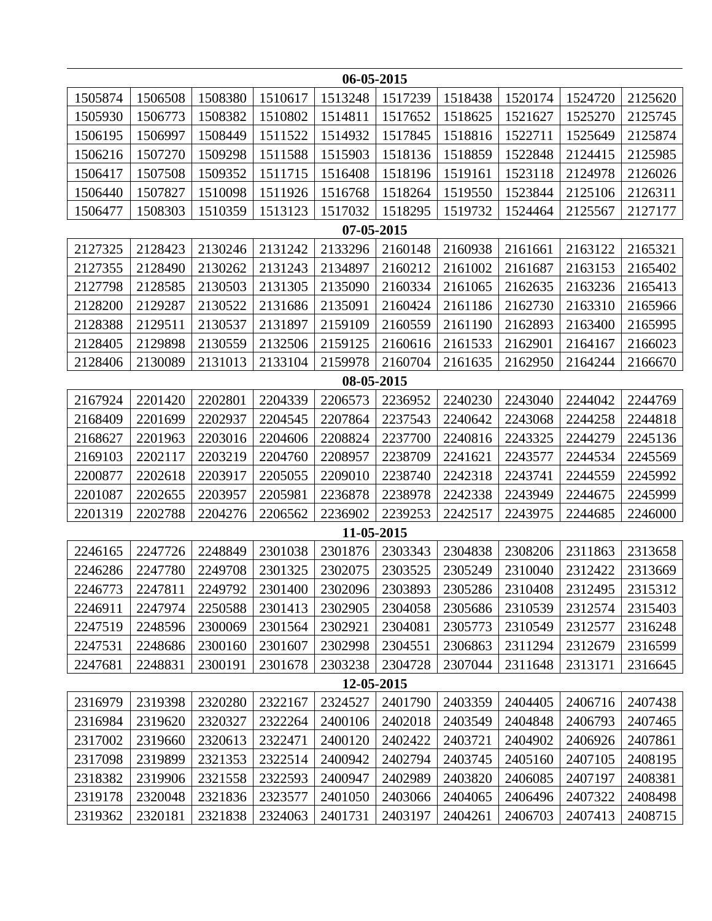**06-05-2015**

| | | | | | | | | | |
|---|---|---|---|---|---|---|---|---|---|
| 1505874 | 1506508 | 1508380 | 1510617 | 1513248 | 1517239 | 1518438 | 1520174 | 1524720 | 2125620 |
| 1505930 | 1506773 | 1508382 | 1510802 | 1514811 | 1517652 | 1518625 | 1521627 | 1525270 | 2125745 |
| 1506195 | 1506997 | 1508449 | 1511522 | 1514932 | 1517845 | 1518816 | 1522711 | 1525649 | 2125874 |
| 1506216 | 1507270 | 1509298 | 1511588 | 1515903 | 1518136 | 1518859 | 1522848 | 2124415 | 2125985 |
| 1506417 | 1507508 | 1509352 | 1511715 | 1516408 | 1518196 | 1519161 | 1523118 | 2124978 | 2126026 |
| 1506440 | 1507827 | 1510098 | 1511926 | 1516768 | 1518264 | 1519550 | 1523844 | 2125106 | 2126311 |
| 1506477 | 1508303 | 1510359 | 1513123 | 1517032 | 1518295 | 1519732 | 1524464 | 2125567 | 2127177 |

**07-05-2015**

| | | | | | | | | | |
|---|---|---|---|---|---|---|---|---|---|
| 2127325 | 2128423 | 2130246 | 2131242 | 2133296 | 2160148 | 2160938 | 2161661 | 2163122 | 2165321 |
| 2127355 | 2128490 | 2130262 | 2131243 | 2134897 | 2160212 | 2161002 | 2161687 | 2163153 | 2165402 |
| 2127798 | 2128585 | 2130503 | 2131305 | 2135090 | 2160334 | 2161065 | 2162635 | 2163236 | 2165413 |
| 2128200 | 2129287 | 2130522 | 2131686 | 2135091 | 2160424 | 2161186 | 2162730 | 2163310 | 2165966 |
| 2128388 | 2129511 | 2130537 | 2131897 | 2159109 | 2160559 | 2161190 | 2162893 | 2163400 | 2165995 |
| 2128405 | 2129898 | 2130559 | 2132506 | 2159125 | 2160616 | 2161533 | 2162901 | 2164167 | 2166023 |
| 2128406 | 2130089 | 2131013 | 2133104 | 2159978 | 2160704 | 2161635 | 2162950 | 2164244 | 2166670 |

**08-05-2015**

| | | | | | | | | | |
|---|---|---|---|---|---|---|---|---|---|
| 2167924 | 2201420 | 2202801 | 2204339 | 2206573 | 2236952 | 2240230 | 2243040 | 2244042 | 2244769 |
| 2168409 | 2201699 | 2202937 | 2204545 | 2207864 | 2237543 | 2240642 | 2243068 | 2244258 | 2244818 |
| 2168627 | 2201963 | 2203016 | 2204606 | 2208824 | 2237700 | 2240816 | 2243325 | 2244279 | 2245136 |
| 2169103 | 2202117 | 2203219 | 2204760 | 2208957 | 2238709 | 2241621 | 2243577 | 2244534 | 2245569 |
| 2200877 | 2202618 | 2203917 | 2205055 | 2209010 | 2238740 | 2242318 | 2243741 | 2244559 | 2245992 |
| 2201087 | 2202655 | 2203957 | 2205981 | 2236878 | 2238978 | 2242338 | 2243949 | 2244675 | 2245999 |
| 2201319 | 2202788 | 2204276 | 2206562 | 2236902 | 2239253 | 2242517 | 2243975 | 2244685 | 2246000 |

**11-05-2015**

| | | | | | | | | | |
|---|---|---|---|---|---|---|---|---|---|
| 2246165 | 2247726 | 2248849 | 2301038 | 2301876 | 2303343 | 2304838 | 2308206 | 2311863 | 2313658 |
| 2246286 | 2247780 | 2249708 | 2301325 | 2302075 | 2303525 | 2305249 | 2310040 | 2312422 | 2313669 |
| 2246773 | 2247811 | 2249792 | 2301400 | 2302096 | 2303893 | 2305286 | 2310408 | 2312495 | 2315312 |
| 2246911 | 2247974 | 2250588 | 2301413 | 2302905 | 2304058 | 2305686 | 2310539 | 2312574 | 2315403 |
| 2247519 | 2248596 | 2300069 | 2301564 | 2302921 | 2304081 | 2305773 | 2310549 | 2312577 | 2316248 |
| 2247531 | 2248686 | 2300160 | 2301607 | 2302998 | 2304551 | 2306863 | 2311294 | 2312679 | 2316599 |
| 2247681 | 2248831 | 2300191 | 2301678 | 2303238 | 2304728 | 2307044 | 2311648 | 2313171 | 2316645 |

**12-05-2015**

| | | | | | | | | | |
|---|---|---|---|---|---|---|---|---|---|
| 2316979 | 2319398 | 2320280 | 2322167 | 2324527 | 2401790 | 2403359 | 2404405 | 2406716 | 2407438 |
| 2316984 | 2319620 | 2320327 | 2322264 | 2400106 | 2402018 | 2403549 | 2404848 | 2406793 | 2407465 |
| 2317002 | 2319660 | 2320613 | 2322471 | 2400120 | 2402422 | 2403721 | 2404902 | 2406926 | 2407861 |
| 2317098 | 2319899 | 2321353 | 2322514 | 2400942 | 2402794 | 2403745 | 2405160 | 2407105 | 2408195 |
| 2318382 | 2319906 | 2321558 | 2322593 | 2400947 | 2402989 | 2403820 | 2406085 | 2407197 | 2408381 |
| 2319178 | 2320048 | 2321836 | 2323577 | 2401050 | 2403066 | 2404065 | 2406496 | 2407322 | 2408498 |
| 2319362 | 2320181 | 2321838 | 2324063 | 2401731 | 2403197 | 2404261 | 2406703 | 2407413 | 2408715 |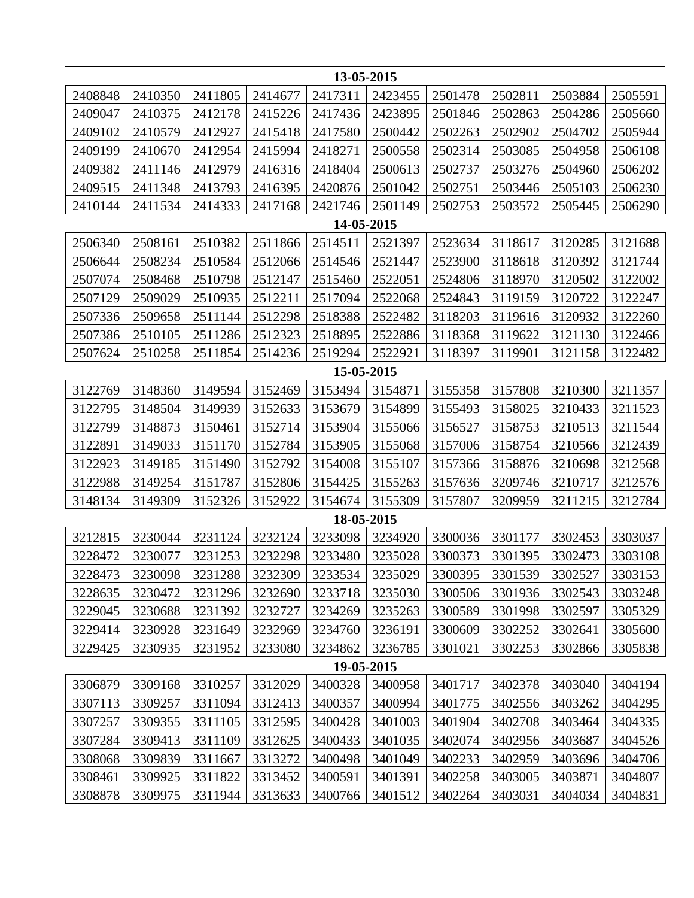**13-05-2015**

| | | | | | | | | | |
|---|---|---|---|---|---|---|---|---|---|
| 2408848 | 2410350 | 2411805 | 2414677 | 2417311 | 2423455 | 2501478 | 2502811 | 2503884 | 2505591 |
| 2409047 | 2410375 | 2412178 | 2415226 | 2417436 | 2423895 | 2501846 | 2502863 | 2504286 | 2505660 |
| 2409102 | 2410579 | 2412927 | 2415418 | 2417580 | 2500442 | 2502263 | 2502902 | 2504702 | 2505944 |
| 2409199 | 2410670 | 2412954 | 2415994 | 2418271 | 2500558 | 2502314 | 2503085 | 2504958 | 2506108 |
| 2409382 | 2411146 | 2412979 | 2416316 | 2418404 | 2500613 | 2502737 | 2503276 | 2504960 | 2506202 |
| 2409515 | 2411348 | 2413793 | 2416395 | 2420876 | 2501042 | 2502751 | 2503446 | 2505103 | 2506230 |
| 2410144 | 2411534 | 2414333 | 2417168 | 2421746 | 2501149 | 2502753 | 2503572 | 2505445 | 2506290 |

**14-05-2015**

| | | | | | | | | | |
|---|---|---|---|---|---|---|---|---|---|
| 2506340 | 2508161 | 2510382 | 2511866 | 2514511 | 2521397 | 2523634 | 3118617 | 3120285 | 3121688 |
| 2506644 | 2508234 | 2510584 | 2512066 | 2514546 | 2521447 | 2523900 | 3118618 | 3120392 | 3121744 |
| 2507074 | 2508468 | 2510798 | 2512147 | 2515460 | 2522051 | 2524806 | 3118970 | 3120502 | 3122002 |
| 2507129 | 2509029 | 2510935 | 2512211 | 2517094 | 2522068 | 2524843 | 3119159 | 3120722 | 3122247 |
| 2507336 | 2509658 | 2511144 | 2512298 | 2518388 | 2522482 | 3118203 | 3119616 | 3120932 | 3122260 |
| 2507386 | 2510105 | 2511286 | 2512323 | 2518895 | 2522886 | 3118368 | 3119622 | 3121130 | 3122466 |
| 2507624 | 2510258 | 2511854 | 2514236 | 2519294 | 2522921 | 3118397 | 3119901 | 3121158 | 3122482 |

**15-05-2015**

| | | | | | | | | | |
|---|---|---|---|---|---|---|---|---|---|
| 3122769 | 3148360 | 3149594 | 3152469 | 3153494 | 3154871 | 3155358 | 3157808 | 3210300 | 3211357 |
| 3122795 | 3148504 | 3149939 | 3152633 | 3153679 | 3154899 | 3155493 | 3158025 | 3210433 | 3211523 |
| 3122799 | 3148873 | 3150461 | 3152714 | 3153904 | 3155066 | 3156527 | 3158753 | 3210513 | 3211544 |
| 3122891 | 3149033 | 3151170 | 3152784 | 3153905 | 3155068 | 3157006 | 3158754 | 3210566 | 3212439 |
| 3122923 | 3149185 | 3151490 | 3152792 | 3154008 | 3155107 | 3157366 | 3158876 | 3210698 | 3212568 |
| 3122988 | 3149254 | 3151787 | 3152806 | 3154425 | 3155263 | 3157636 | 3209746 | 3210717 | 3212576 |
| 3148134 | 3149309 | 3152326 | 3152922 | 3154674 | 3155309 | 3157807 | 3209959 | 3211215 | 3212784 |

**18-05-2015**

| | | | | | | | | | |
|---|---|---|---|---|---|---|---|---|---|
| 3212815 | 3230044 | 3231124 | 3232124 | 3233098 | 3234920 | 3300036 | 3301177 | 3302453 | 3303037 |
| 3228472 | 3230077 | 3231253 | 3232298 | 3233480 | 3235028 | 3300373 | 3301395 | 3302473 | 3303108 |
| 3228473 | 3230098 | 3231288 | 3232309 | 3233534 | 3235029 | 3300395 | 3301539 | 3302527 | 3303153 |
| 3228635 | 3230472 | 3231296 | 3232690 | 3233718 | 3235030 | 3300506 | 3301936 | 3302543 | 3303248 |
| 3229045 | 3230688 | 3231392 | 3232727 | 3234269 | 3235263 | 3300589 | 3301998 | 3302597 | 3305329 |
| 3229414 | 3230928 | 3231649 | 3232969 | 3234760 | 3236191 | 3300609 | 3302252 | 3302641 | 3305600 |
| 3229425 | 3230935 | 3231952 | 3233080 | 3234862 | 3236785 | 3301021 | 3302253 | 3302866 | 3305838 |

**19-05-2015**

| | | | | | | | | | |
|---|---|---|---|---|---|---|---|---|---|
| 3306879 | 3309168 | 3310257 | 3312029 | 3400328 | 3400958 | 3401717 | 3402378 | 3403040 | 3404194 |
| 3307113 | 3309257 | 3311094 | 3312413 | 3400357 | 3400994 | 3401775 | 3402556 | 3403262 | 3404295 |
| 3307257 | 3309355 | 3311105 | 3312595 | 3400428 | 3401003 | 3401904 | 3402708 | 3403464 | 3404335 |
| 3307284 | 3309413 | 3311109 | 3312625 | 3400433 | 3401035 | 3402074 | 3402956 | 3403687 | 3404526 |
| 3308068 | 3309839 | 3311667 | 3313272 | 3400498 | 3401049 | 3402233 | 3402959 | 3403696 | 3404706 |
| 3308461 | 3309925 | 3311822 | 3313452 | 3400591 | 3401391 | 3402258 | 3403005 | 3403871 | 3404807 |
| 3308878 | 3309975 | 3311944 | 3313633 | 3400766 | 3401512 | 3402264 | 3403031 | 3404034 | 3404831 |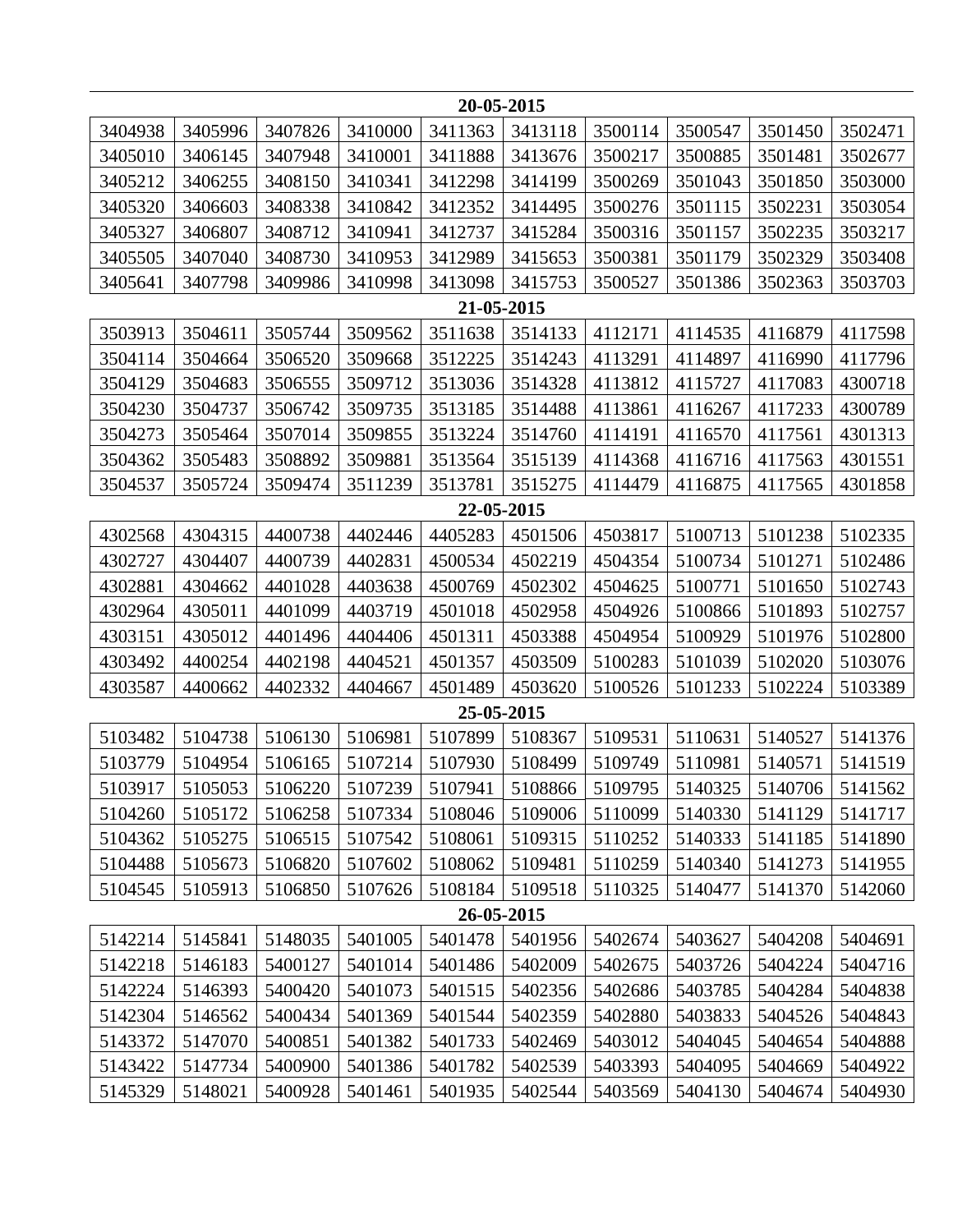**20-05-2015**

| | | | | | | | | | |
|---|---|---|---|---|---|---|---|---|---|
| 3404938 | 3405996 | 3407826 | 3410000 | 3411363 | 3413118 | 3500114 | 3500547 | 3501450 | 3502471 |
| 3405010 | 3406145 | 3407948 | 3410001 | 3411888 | 3413676 | 3500217 | 3500885 | 3501481 | 3502677 |
| 3405212 | 3406255 | 3408150 | 3410341 | 3412298 | 3414199 | 3500269 | 3501043 | 3501850 | 3503000 |
| 3405320 | 3406603 | 3408338 | 3410842 | 3412352 | 3414495 | 3500276 | 3501115 | 3502231 | 3503054 |
| 3405327 | 3406807 | 3408712 | 3410941 | 3412737 | 3415284 | 3500316 | 3501157 | 3502235 | 3503217 |
| 3405505 | 3407040 | 3408730 | 3410953 | 3412989 | 3415653 | 3500381 | 3501179 | 3502329 | 3503408 |
| 3405641 | 3407798 | 3409986 | 3410998 | 3413098 | 3415753 | 3500527 | 3501386 | 3502363 | 3503703 |

**21-05-2015**

| | | | | | | | | | |
|---|---|---|---|---|---|---|---|---|---|
| 3503913 | 3504611 | 3505744 | 3509562 | 3511638 | 3514133 | 4112171 | 4114535 | 4116879 | 4117598 |
| 3504114 | 3504664 | 3506520 | 3509668 | 3512225 | 3514243 | 4113291 | 4114897 | 4116990 | 4117796 |
| 3504129 | 3504683 | 3506555 | 3509712 | 3513036 | 3514328 | 4113812 | 4115727 | 4117083 | 4300718 |
| 3504230 | 3504737 | 3506742 | 3509735 | 3513185 | 3514488 | 4113861 | 4116267 | 4117233 | 4300789 |
| 3504273 | 3505464 | 3507014 | 3509855 | 3513224 | 3514760 | 4114191 | 4116570 | 4117561 | 4301313 |
| 3504362 | 3505483 | 3508892 | 3509881 | 3513564 | 3515139 | 4114368 | 4116716 | 4117563 | 4301551 |
| 3504537 | 3505724 | 3509474 | 3511239 | 3513781 | 3515275 | 4114479 | 4116875 | 4117565 | 4301858 |

**22-05-2015**

| | | | | | | | | | |
|---|---|---|---|---|---|---|---|---|---|
| 4302568 | 4304315 | 4400738 | 4402446 | 4405283 | 4501506 | 4503817 | 5100713 | 5101238 | 5102335 |
| 4302727 | 4304407 | 4400739 | 4402831 | 4500534 | 4502219 | 4504354 | 5100734 | 5101271 | 5102486 |
| 4302881 | 4304662 | 4401028 | 4403638 | 4500769 | 4502302 | 4504625 | 5100771 | 5101650 | 5102743 |
| 4302964 | 4305011 | 4401099 | 4403719 | 4501018 | 4502958 | 4504926 | 5100866 | 5101893 | 5102757 |
| 4303151 | 4305012 | 4401496 | 4404406 | 4501311 | 4503388 | 4504954 | 5100929 | 5101976 | 5102800 |
| 4303492 | 4400254 | 4402198 | 4404521 | 4501357 | 4503509 | 5100283 | 5101039 | 5102020 | 5103076 |
| 4303587 | 4400662 | 4402332 | 4404667 | 4501489 | 4503620 | 5100526 | 5101233 | 5102224 | 5103389 |

**25-05-2015**

| | | | | | | | | | |
|---|---|---|---|---|---|---|---|---|---|
| 5103482 | 5104738 | 5106130 | 5106981 | 5107899 | 5108367 | 5109531 | 5110631 | 5140527 | 5141376 |
| 5103779 | 5104954 | 5106165 | 5107214 | 5107930 | 5108499 | 5109749 | 5110981 | 5140571 | 5141519 |
| 5103917 | 5105053 | 5106220 | 5107239 | 5107941 | 5108866 | 5109795 | 5140325 | 5140706 | 5141562 |
| 5104260 | 5105172 | 5106258 | 5107334 | 5108046 | 5109006 | 5110099 | 5140330 | 5141129 | 5141717 |
| 5104362 | 5105275 | 5106515 | 5107542 | 5108061 | 5109315 | 5110252 | 5140333 | 5141185 | 5141890 |
| 5104488 | 5105673 | 5106820 | 5107602 | 5108062 | 5109481 | 5110259 | 5140340 | 5141273 | 5141955 |
| 5104545 | 5105913 | 5106850 | 5107626 | 5108184 | 5109518 | 5110325 | 5140477 | 5141370 | 5142060 |

**26-05-2015**

| | | | | | | | | | |
|---|---|---|---|---|---|---|---|---|---|
| 5142214 | 5145841 | 5148035 | 5401005 | 5401478 | 5401956 | 5402674 | 5403627 | 5404208 | 5404691 |
| 5142218 | 5146183 | 5400127 | 5401014 | 5401486 | 5402009 | 5402675 | 5403726 | 5404224 | 5404716 |
| 5142224 | 5146393 | 5400420 | 5401073 | 5401515 | 5402356 | 5402686 | 5403785 | 5404284 | 5404838 |
| 5142304 | 5146562 | 5400434 | 5401369 | 5401544 | 5402359 | 5402880 | 5403833 | 5404526 | 5404843 |
| 5143372 | 5147070 | 5400851 | 5401382 | 5401733 | 5402469 | 5403012 | 5404045 | 5404654 | 5404888 |
| 5143422 | 5147734 | 5400900 | 5401386 | 5401782 | 5402539 | 5403393 | 5404095 | 5404669 | 5404922 |
| 5145329 | 5148021 | 5400928 | 5401461 | 5401935 | 5402544 | 5403569 | 5404130 | 5404674 | 5404930 |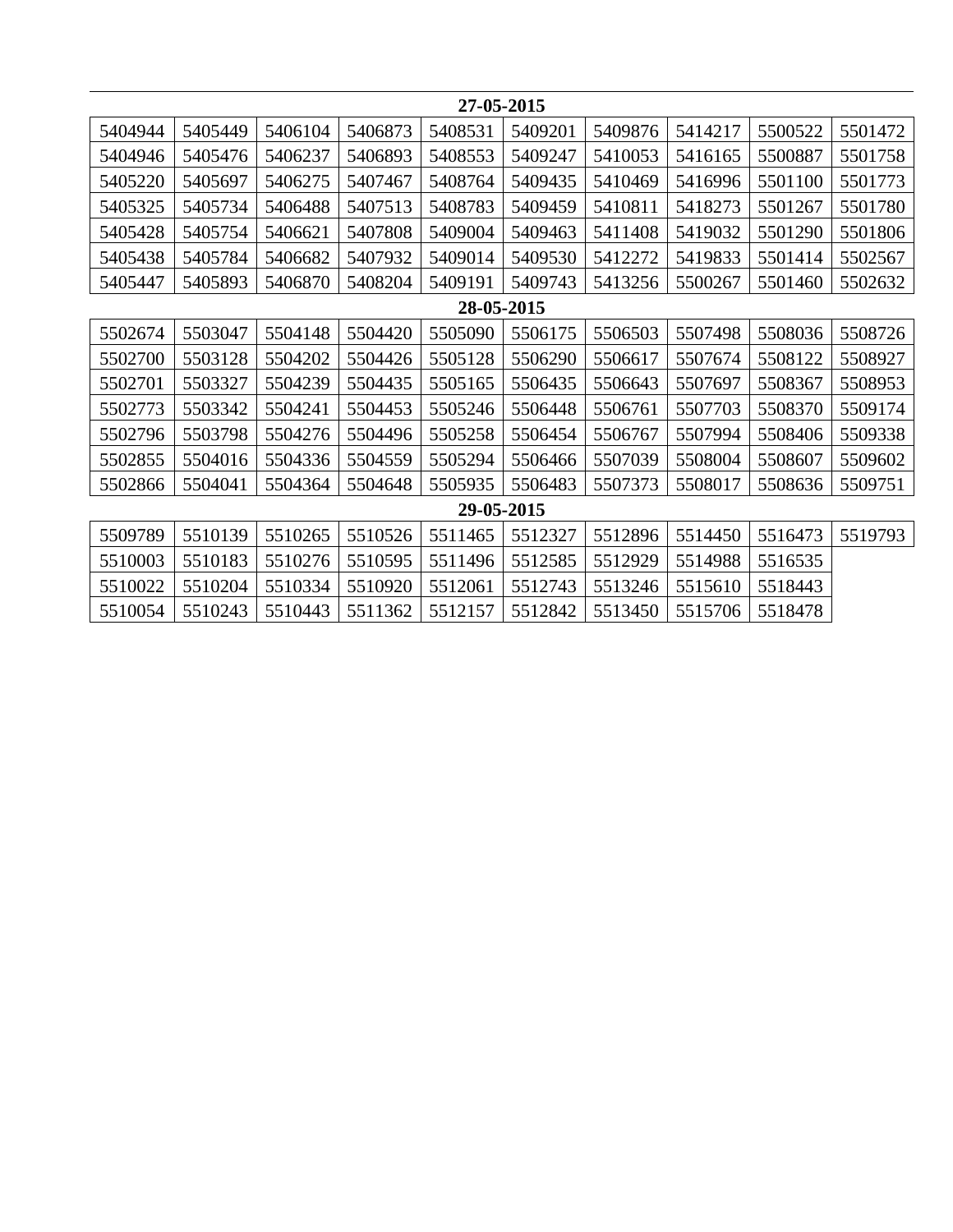**27-05-2015**

| | | | | | | | | | |
|---|---|---|---|---|---|---|---|---|---|
| 5404944 | 5405449 | 5406104 | 5406873 | 5408531 | 5409201 | 5409876 | 5414217 | 5500522 | 5501472 |
| 5404946 | 5405476 | 5406237 | 5406893 | 5408553 | 5409247 | 5410053 | 5416165 | 5500887 | 5501758 |
| 5405220 | 5405697 | 5406275 | 5407467 | 5408764 | 5409435 | 5410469 | 5416996 | 5501100 | 5501773 |
| 5405325 | 5405734 | 5406488 | 5407513 | 5408783 | 5409459 | 5410811 | 5418273 | 5501267 | 5501780 |
| 5405428 | 5405754 | 5406621 | 5407808 | 5409004 | 5409463 | 5411408 | 5419032 | 5501290 | 5501806 |
| 5405438 | 5405784 | 5406682 | 5407932 | 5409014 | 5409530 | 5412272 | 5419833 | 5501414 | 5502567 |
| 5405447 | 5405893 | 5406870 | 5408204 | 5409191 | 5409743 | 5413256 | 5500267 | 5501460 | 5502632 |

**28-05-2015**

| | | | | | | | | | |
|---|---|---|---|---|---|---|---|---|---|
| 5502674 | 5503047 | 5504148 | 5504420 | 5505090 | 5506175 | 5506503 | 5507498 | 5508036 | 5508726 |
| 5502700 | 5503128 | 5504202 | 5504426 | 5505128 | 5506290 | 5506617 | 5507674 | 5508122 | 5508927 |
| 5502701 | 5503327 | 5504239 | 5504435 | 5505165 | 5506435 | 5506643 | 5507697 | 5508367 | 5508953 |
| 5502773 | 5503342 | 5504241 | 5504453 | 5505246 | 5506448 | 5506761 | 5507703 | 5508370 | 5509174 |
| 5502796 | 5503798 | 5504276 | 5504496 | 5505258 | 5506454 | 5506767 | 5507994 | 5508406 | 5509338 |
| 5502855 | 5504016 | 5504336 | 5504559 | 5505294 | 5506466 | 5507039 | 5508004 | 5508607 | 5509602 |
| 5502866 | 5504041 | 5504364 | 5504648 | 5505935 | 5506483 | 5507373 | 5508017 | 5508636 | 5509751 |

**29-05-2015**

| | | | | | | | | | |
|---|---|---|---|---|---|---|---|---|---|
| 5509789 | 5510139 | 5510265 | 5510526 | 5511465 | 5512327 | 5512896 | 5514450 | 5516473 | 5519793 |
| 5510003 | 5510183 | 5510276 | 5510595 | 5511496 | 5512585 | 5512929 | 5514988 | 5516535 | |
| 5510022 | 5510204 | 5510334 | 5510920 | 5512061 | 5512743 | 5513246 | 5515610 | 5518443 | |
| 5510054 | 5510243 | 5510443 | 5511362 | 5512157 | 5512842 | 5513450 | 5515706 | 5518478 | |